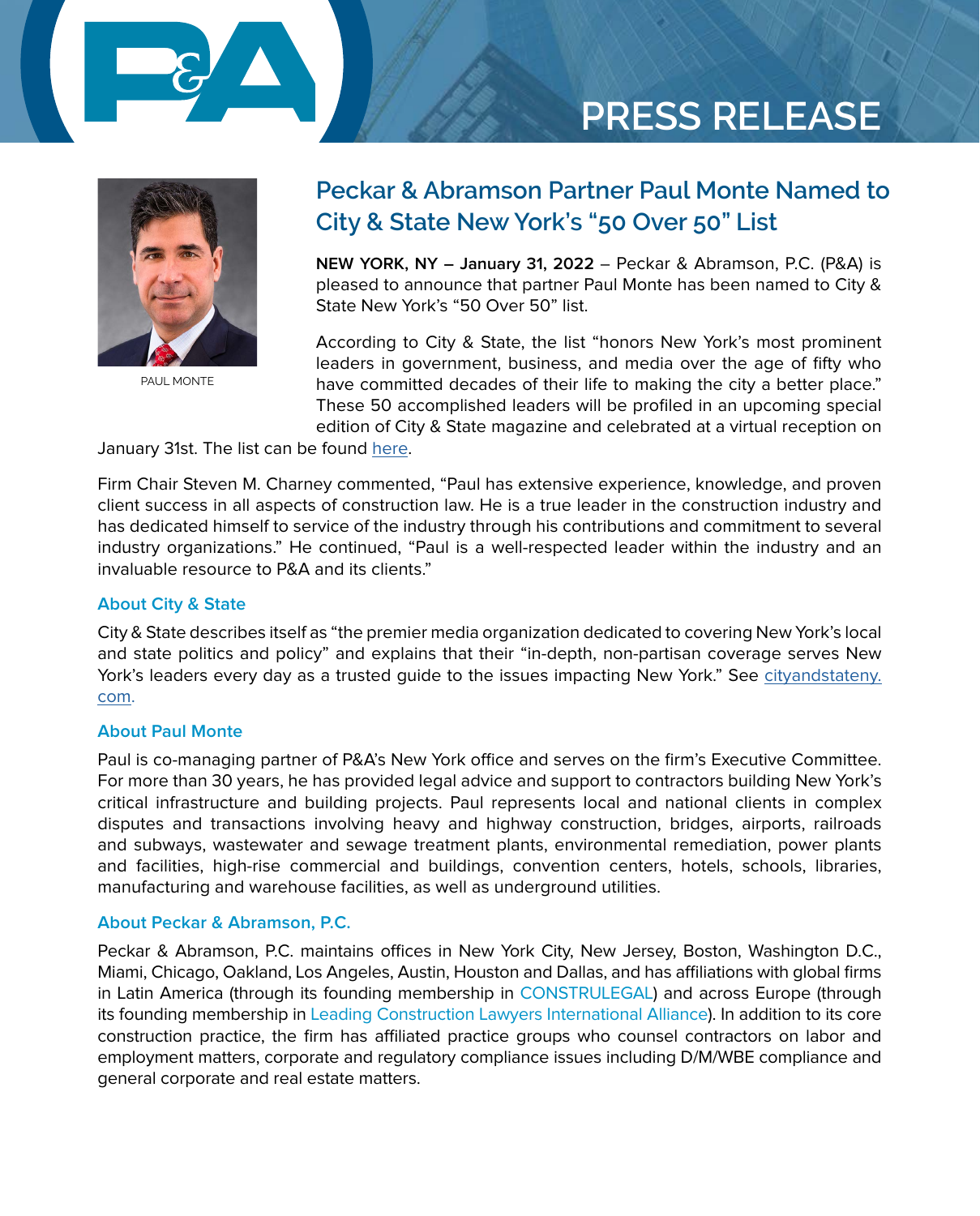PRESS RELEASE

PAUL MONTE

# Peckar & Abramson Partner Paul Monte Named to City & State New York's "50 Over 50" List

**NEW YORK, NY – January 31, 2022** – Peckar & Abramson, P.C. (P&A) is pleased to announce that partner Paul Monte has been named to City & State New York's "50 Over 50" list.

According to City & State, the list "honors New York's most prominent leaders in government, business, and media over the age of fifty who have committed decades of their life to making the city a better place." These 50 accomplished leaders will be profiled in an upcoming special edition of City & State magazine and celebrated at a virtual reception on January 31st. The list can be found here.

Firm Chair Steven M. Charney commented, "Paul has extensive experience, knowledge, and proven client success in all aspects of construction law. He is a true leader in the construction industry and has dedicated himself to service of the industry through his contributions and commitment to several industry organizations." He continued, "Paul is a well-respected leader within the industry and an invaluable resource to P&A and its clients."

### About City & State

City & State describes itself as "the premier media organization dedicated to covering New York's local and state politics and policy" and explains that their "in-depth, non-partisan coverage serves New York's leaders every day as a trusted guide to the issues impacting New York." See cityandstateny.com.

### About Paul Monte

Paul is co-managing partner of P&A's New York office and serves on the firm's Executive Committee. For more than 30 years, he has provided legal advice and support to contractors building New York's critical infrastructure and building projects. Paul represents local and national clients in complex disputes and transactions involving heavy and highway construction, bridges, airports, railroads and subways, wastewater and sewage treatment plants, environmental remediation, power plants and facilities, high-rise commercial and buildings, convention centers, hotels, schools, libraries, manufacturing and warehouse facilities, as well as underground utilities.

### About Peckar & Abramson, P.C.

Peckar & Abramson, P.C. maintains offices in New York City, New Jersey, Boston, Washington D.C., Miami, Chicago, Oakland, Los Angeles, Austin, Houston and Dallas, and has affiliations with global firms in Latin America (through its founding membership in CONSTRULEGAL) and across Europe (through its founding membership in Leading Construction Lawyers International Alliance). In addition to its core construction practice, the firm has affiliated practice groups who counsel contractors on labor and employment matters, corporate and regulatory compliance issues including D/M/WBE compliance and general corporate and real estate matters.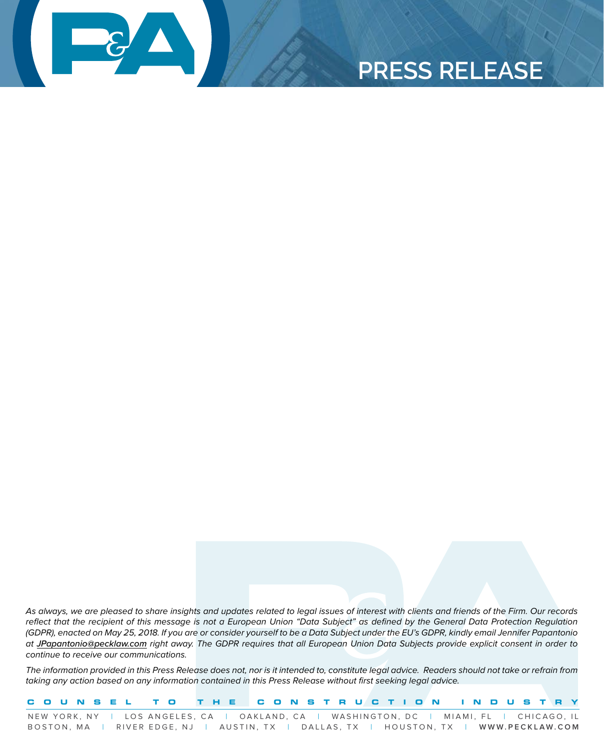*As always, we are pleased to share insights and updates related to legal issues of interest with clients and friends of the Firm. Our records reflect that the recipient of this message is not a European Union "Data Subject" as defined by the General Data Protection Regulation (GDPR), enacted on May 25, 2018. If you are or consider yourself to be a Data Subject under the EU's GDPR, kindly email Jennifer Papantonio at* ***JPapantonio@pecklaw.com*** *right away. The GDPR requires that all European Union Data Subjects provide explicit consent in order to continue to receive our communications.*

*The information provided in this Press Release does not, nor is it intended to, constitute legal advice. Readers should not take or refrain from taking any action based on any information contained in this Press Release without first seeking legal advice.*

COUNSEL TO THE CONSTRUCTION INDUSTRY

NEW YORK, NY | LOS ANGELES, CA | OAKLAND, CA | WASHINGTON, DC | MIAMI, FL | CHICAGO, IL
BOSTON, MA | RIVER EDGE, NJ | AUSTIN, TX | DALLAS, TX | HOUSTON, TX | **WWW.PECKLAW.COM**